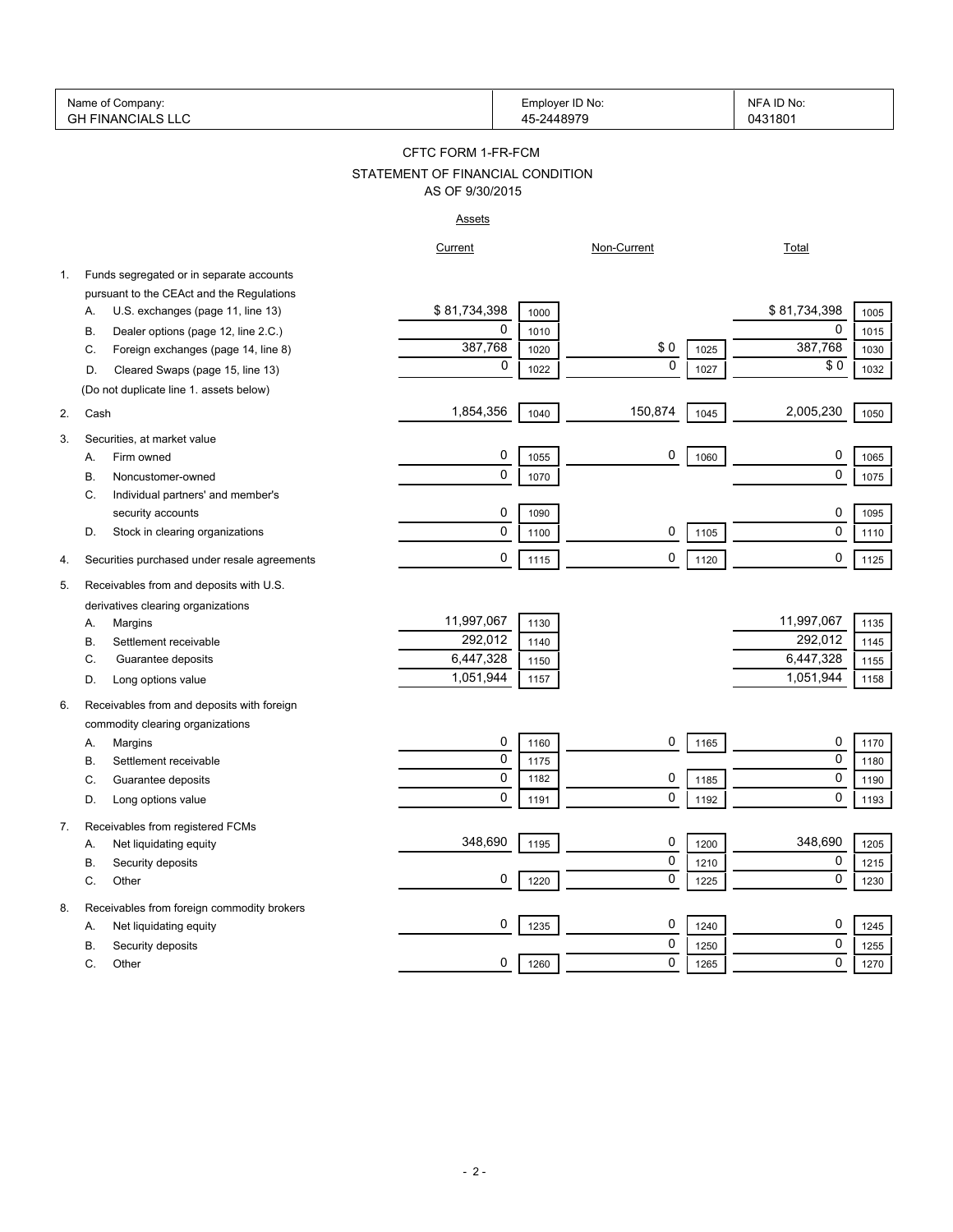| Name of Company: | Employer ID No: | NFA ID No: |
|---|---|---|
| GH FINANCIALS LLC | 45-2448979 | 0431801 |

# CFTC FORM 1-FR-FCM

## STATEMENT OF FINANCIAL CONDITION

### AS OF 9/30/2015

**Assets**

| | | Current | | Non-Current | | Total | |
|---|---|---|---|---|---|---|---|
| 1. | Funds segregated or in separate accounts pursuant to the CEAct and the Regulations | | | | | | |
| | A. U.S. exchanges (page 11, line 13) | $ 81,734,398 | 1000 | | | $ 81,734,398 | 1005 |
| | B. Dealer options (page 12, line 2.C.) | 0 | 1010 | | | 0 | 1015 |
| | C. Foreign exchanges (page 14, line 8) | 387,768 | 1020 | $ 0 | 1025 | 387,768 | 1030 |
| | D. Cleared Swaps (page 15, line 13) | 0 | 1022 | 0 | 1027 | $ 0 | 1032 |
| | (Do not duplicate line 1. assets below) | | | | | | |
| 2. | Cash | 1,854,356 | 1040 | 150,874 | 1045 | 2,005,230 | 1050 |
| 3. | Securities, at market value | | | | | | |
| | A. Firm owned | 0 | 1055 | 0 | 1060 | 0 | 1065 |
| | B. Noncustomer-owned | 0 | 1070 | | | 0 | 1075 |
| | C. Individual partners' and member's security accounts | 0 | 1090 | | | 0 | 1095 |
| | D. Stock in clearing organizations | 0 | 1100 | 0 | 1105 | 0 | 1110 |
| 4. | Securities purchased under resale agreements | 0 | 1115 | 0 | 1120 | 0 | 1125 |
| 5. | Receivables from and deposits with U.S. derivatives clearing organizations | | | | | | |
| | A. Margins | 11,997,067 | 1130 | | | 11,997,067 | 1135 |
| | B. Settlement receivable | 292,012 | 1140 | | | 292,012 | 1145 |
| | C. Guarantee deposits | 6,447,328 | 1150 | | | 6,447,328 | 1155 |
| | D. Long options value | 1,051,944 | 1157 | | | 1,051,944 | 1158 |
| 6. | Receivables from and deposits with foreign commodity clearing organizations | | | | | | |
| | A. Margins | 0 | 1160 | 0 | 1165 | 0 | 1170 |
| | B. Settlement receivable | 0 | 1175 | | | 0 | 1180 |
| | C. Guarantee deposits | 0 | 1182 | 0 | 1185 | 0 | 1190 |
| | D. Long options value | 0 | 1191 | 0 | 1192 | 0 | 1193 |
| 7. | Receivables from registered FCMs | | | | | | |
| | A. Net liquidating equity | 348,690 | 1195 | 0 | 1200 | 348,690 | 1205 |
| | B. Security deposits | | | 0 | 1210 | 0 | 1215 |
| | C. Other | 0 | 1220 | 0 | 1225 | 0 | 1230 |
| 8. | Receivables from foreign commodity brokers | | | | | | |
| | A. Net liquidating equity | 0 | 1235 | 0 | 1240 | 0 | 1245 |
| | B. Security deposits | | | 0 | 1250 | 0 | 1255 |
| | C. Other | 0 | 1260 | 0 | 1265 | 0 | 1270 |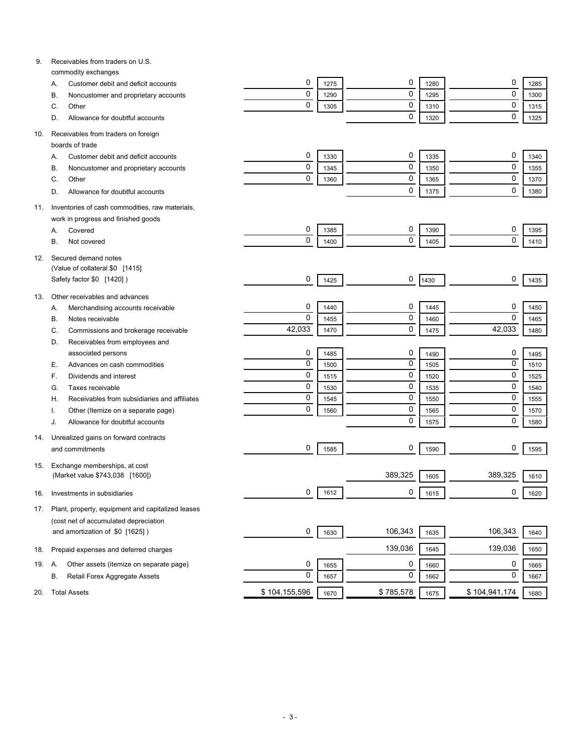| | | | | | | |
|---|---|---|---|---|---|---|
| 9. Receivables from traders on U.S. commodity exchanges | | | | | | |
| A. Customer debit and deficit accounts | 0 | 1275 | 0 | 1280 | 0 | 1285 |
| B. Noncustomer and proprietary accounts | 0 | 1290 | 0 | 1295 | 0 | 1300 |
| C. Other | 0 | 1305 | 0 | 1310 | 0 | 1315 |
| D. Allowance for doubtful accounts | | | 0 | 1320 | 0 | 1325 |
| 10. Receivables from traders on foreign boards of trade | | | | | | |
| A. Customer debit and deficit accounts | 0 | 1330 | 0 | 1335 | 0 | 1340 |
| B. Noncustomer and proprietary accounts | 0 | 1345 | 0 | 1350 | 0 | 1355 |
| C. Other | 0 | 1360 | 0 | 1365 | 0 | 1370 |
| D. Allowance for doubtful accounts | | | 0 | 1375 | 0 | 1380 |
| 11. Inventories of cash commodities, raw materials, work in progress and finished goods | | | | | | |
| A. Covered | 0 | 1385 | 0 | 1390 | 0 | 1395 |
| B. Not covered | 0 | 1400 | 0 | 1405 | 0 | 1410 |
| 12. Secured demand notes (Value of collateral $0 [1415] Safety factor $0 [1420] ) | 0 | 1425 | 0 | 1430 | 0 | 1435 |
| 13. Other receivables and advances | | | | | | |
| A. Merchandising accounts receivable | 0 | 1440 | 0 | 1445 | 0 | 1450 |
| B. Notes receivable | 0 | 1455 | 0 | 1460 | 0 | 1465 |
| C. Commissions and brokerage receivable | 42,033 | 1470 | 0 | 1475 | 42,033 | 1480 |
| D. Receivables from employees and associated persons | 0 | 1485 | 0 | 1490 | 0 | 1495 |
| E. Advances on cash commodities | 0 | 1500 | 0 | 1505 | 0 | 1510 |
| F. Dividends and interest | 0 | 1515 | 0 | 1520 | 0 | 1525 |
| G. Taxes receivable | 0 | 1530 | 0 | 1535 | 0 | 1540 |
| H. Receivables from subsidiaries and affiliates | 0 | 1545 | 0 | 1550 | 0 | 1555 |
| I. Other (Itemize on a separate page) | 0 | 1560 | 0 | 1565 | 0 | 1570 |
| J. Allowance for doubtful accounts | | | 0 | 1575 | 0 | 1580 |
| 14. Unrealized gains on forward contracts and commitments | 0 | 1585 | 0 | 1590 | 0 | 1595 |
| 15. Exchange memberships, at cost (Market value $743,038 [1600]) | | | 389,325 | 1605 | 389,325 | 1610 |
| 16. Investments in subsidiaries | 0 | 1612 | 0 | 1615 | 0 | 1620 |
| 17. Plant, property, equipment and capitalized leases (cost net of accumulated depreciation and amortization of $0 [1625] ) | 0 | 1630 | 106,343 | 1635 | 106,343 | 1640 |
| 18. Prepaid expenses and deferred charges | | | 139,036 | 1645 | 139,036 | 1650 |
| 19. A. Other assets (itemize on separate page) | 0 | 1655 | 0 | 1660 | 0 | 1665 |
| B. Retail Forex Aggregate Assets | 0 | 1657 | 0 | 1662 | 0 | 1667 |
| 20. Total Assets | $ 104,155,596 | 1670 | $ 785,578 | 1675 | $ 104,941,174 | 1680 |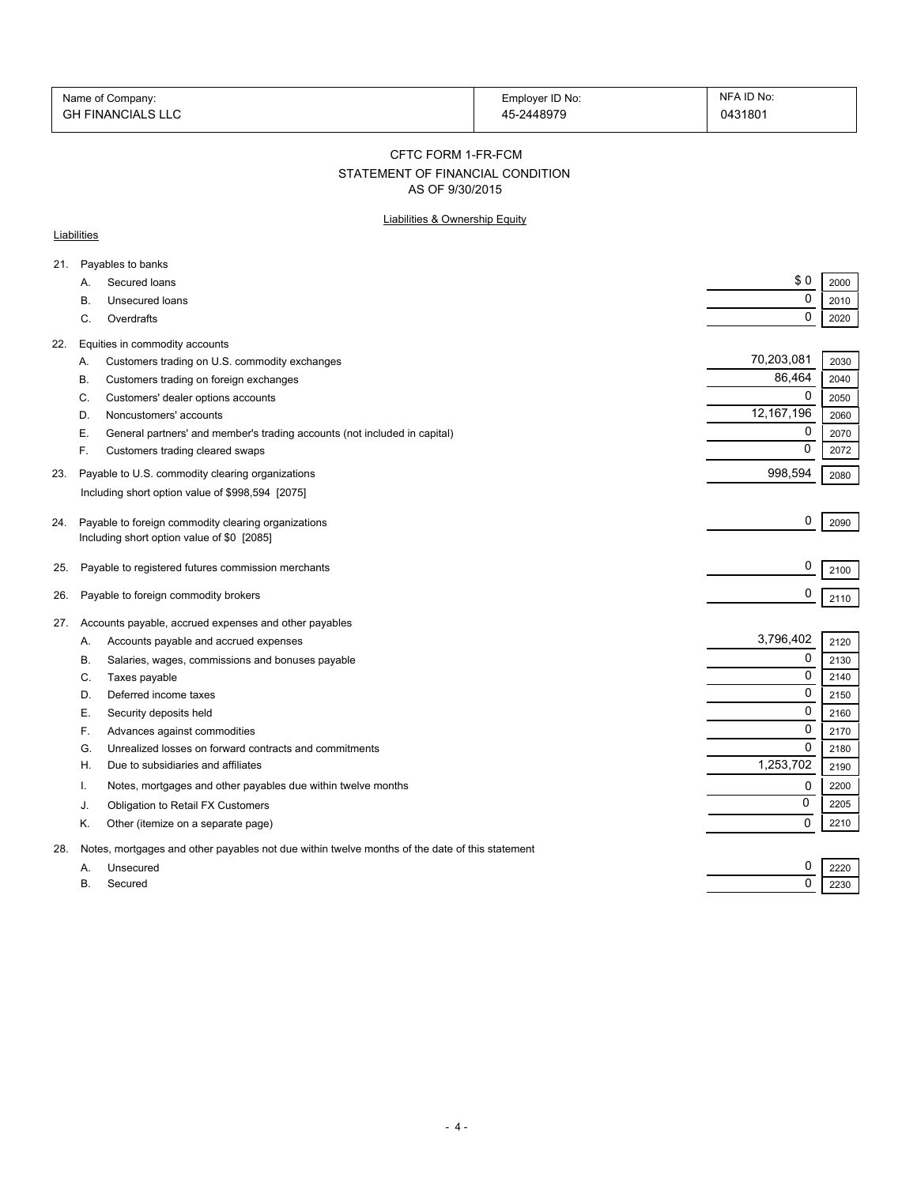| Name of Company: | Employer ID No: | NFA ID No: |
|---|---|---|
| GH FINANCIALS LLC | 45-2448979 | 0431801 |

# CFTC FORM 1-FR-FCM
## STATEMENT OF FINANCIAL CONDITION
### AS OF 9/30/2015

Liabilities & Ownership Equity

Liabilities

| | | Amount | Code |
|---|---|---|---|
| 21. | Payables to banks | | |
| | A. Secured loans | $ 0 | 2000 |
| | B. Unsecured loans | 0 | 2010 |
| | C. Overdrafts | 0 | 2020 |
| 22. | Equities in commodity accounts | | |
| | A. Customers trading on U.S. commodity exchanges | 70,203,081 | 2030 |
| | B. Customers trading on foreign exchanges | 86,464 | 2040 |
| | C. Customers' dealer options accounts | 0 | 2050 |
| | D. Noncustomers' accounts | 12,167,196 | 2060 |
| | E. General partners' and member's trading accounts (not included in capital) | 0 | 2070 |
| | F. Customers trading cleared swaps | 0 | 2072 |
| 23. | Payable to U.S. commodity clearing organizations<br>Including short option value of $998,594 [2075] | 998,594 | 2080 |
| 24. | Payable to foreign commodity clearing organizations<br>Including short option value of $0 [2085] | 0 | 2090 |
| 25. | Payable to registered futures commission merchants | 0 | 2100 |
| 26. | Payable to foreign commodity brokers | 0 | 2110 |
| 27. | Accounts payable, accrued expenses and other payables | | |
| | A. Accounts payable and accrued expenses | 3,796,402 | 2120 |
| | B. Salaries, wages, commissions and bonuses payable | 0 | 2130 |
| | C. Taxes payable | 0 | 2140 |
| | D. Deferred income taxes | 0 | 2150 |
| | E. Security deposits held | 0 | 2160 |
| | F. Advances against commodities | 0 | 2170 |
| | G. Unrealized losses on forward contracts and commitments | 0 | 2180 |
| | H. Due to subsidiaries and affiliates | 1,253,702 | 2190 |
| | I. Notes, mortgages and other payables due within twelve months | 0 | 2200 |
| | J. Obligation to Retail FX Customers | 0 | 2205 |
| | K. Other (itemize on a separate page) | 0 | 2210 |
| 28. | Notes, mortgages and other payables not due within twelve months of the date of this statement | | |
| | A. Unsecured | 0 | 2220 |
| | B. Secured | 0 | 2230 |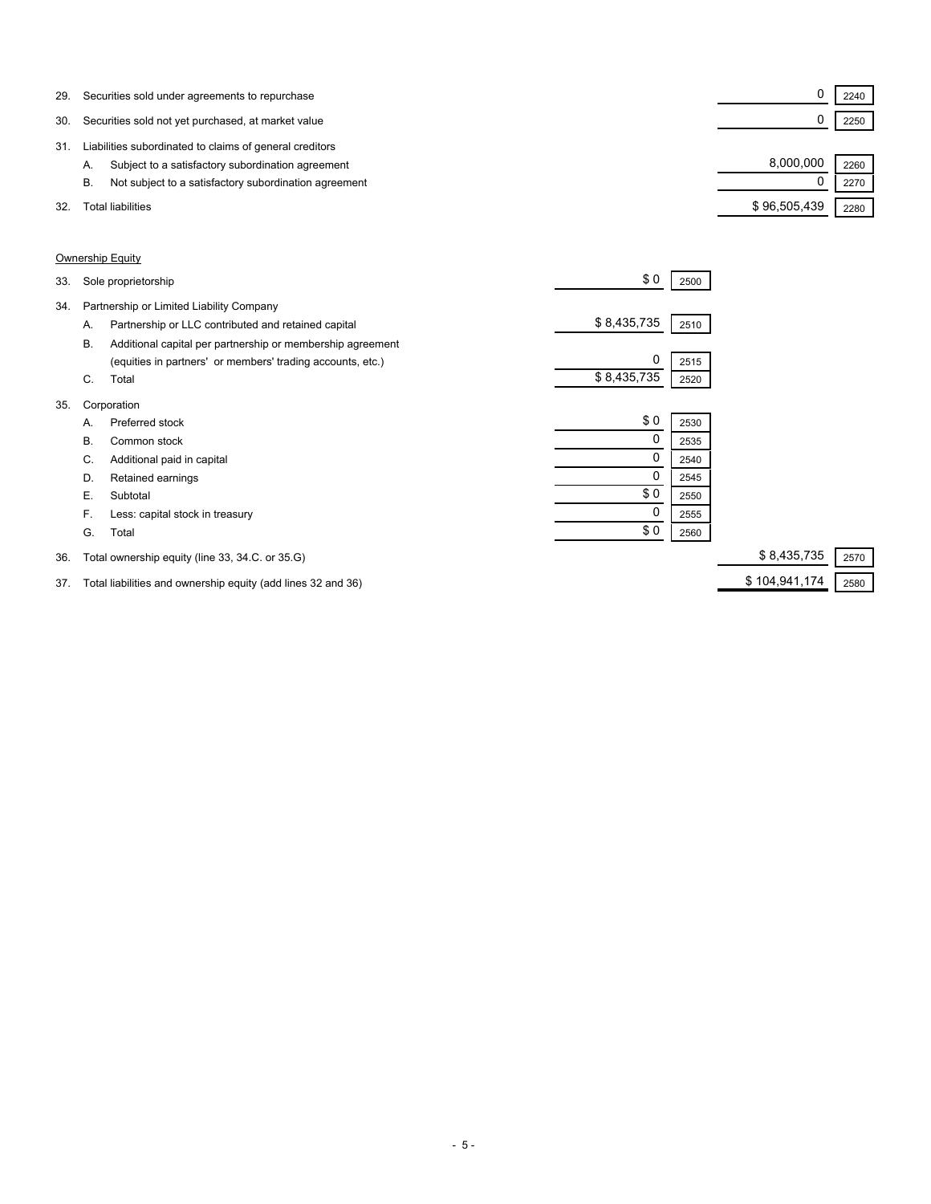| | | | | | |
|---|---|---|---|---|---|
| 29. | Securities sold under agreements to repurchase | | | 0 | 2240 |
| 30. | Securities sold not yet purchased, at market value | | | 0 | 2250 |
| 31. | Liabilities subordinated to claims of general creditors | | | | |
| | A. Subject to a satisfactory subordination agreement | | | 8,000,000 | 2260 |
| | B. Not subject to a satisfactory subordination agreement | | | 0 | 2270 |
| 32. | Total liabilities | | | $ 96,505,439 | 2280 |

Ownership Equity

| | | | | | |
|---|---|---|---|---|---|
| 33. | Sole proprietorship | $ 0 | 2500 | | |
| 34. | Partnership or Limited Liability Company | | | | |
| | A. Partnership or LLC contributed and retained capital | $ 8,435,735 | 2510 | | |
| | B. Additional capital per partnership or membership agreement (equities in partners' or members' trading accounts, etc.) | 0 | 2515 | | |
| | C. Total | $ 8,435,735 | 2520 | | |
| 35. | Corporation | | | | |
| | A. Preferred stock | $ 0 | 2530 | | |
| | B. Common stock | 0 | 2535 | | |
| | C. Additional paid in capital | 0 | 2540 | | |
| | D. Retained earnings | 0 | 2545 | | |
| | E. Subtotal | $ 0 | 2550 | | |
| | F. Less: capital stock in treasury | 0 | 2555 | | |
| | G. Total | $ 0 | 2560 | | |
| 36. | Total ownership equity (line 33, 34.C. or 35.G) | | | $ 8,435,735 | 2570 |
| 37. | Total liabilities and ownership equity (add lines 32 and 36) | | | $ 104,941,174 | 2580 |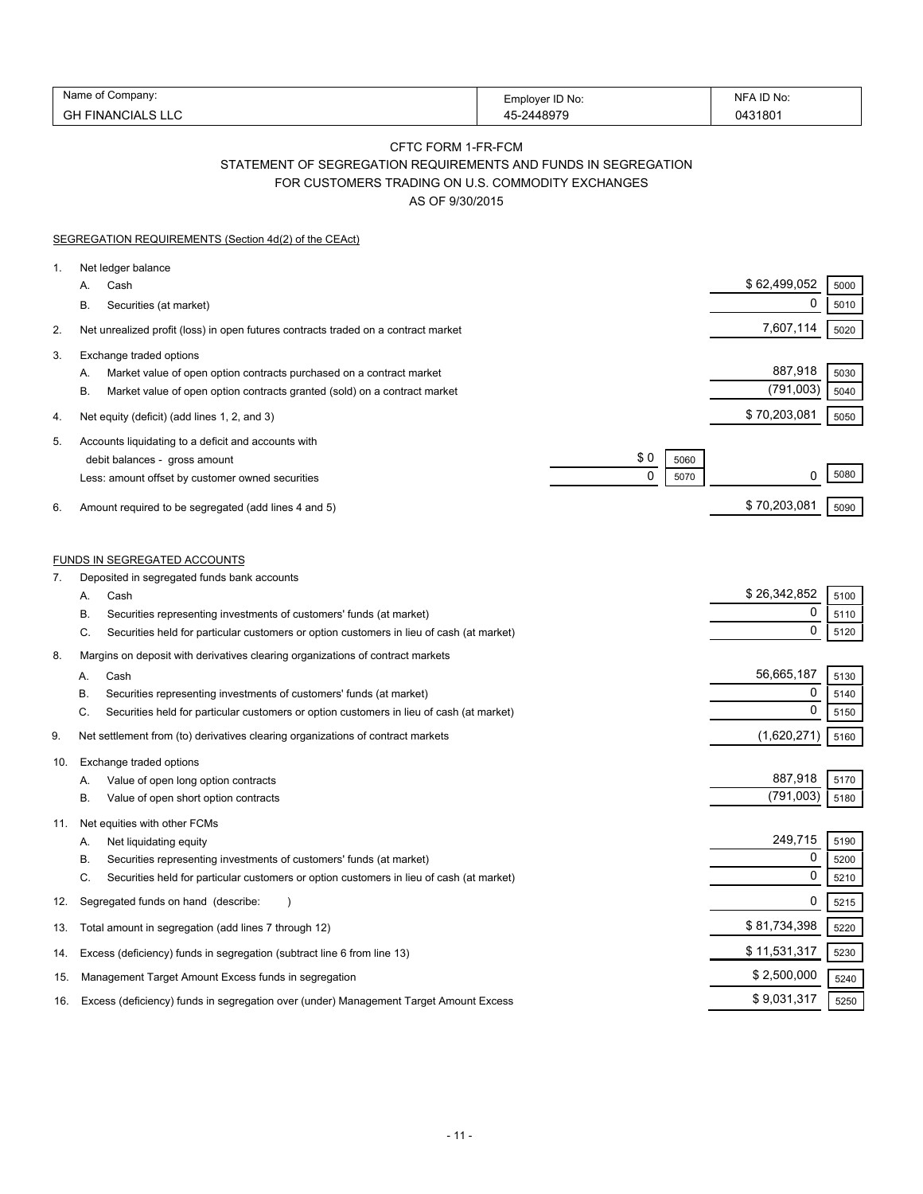| Name of Company: | Employer ID No: | NFA ID No: |
|---|---|---|
| GH FINANCIALS LLC | 45-2448979 | 0431801 |

## CFTC FORM 1-FR-FCM

## STATEMENT OF SEGREGATION REQUIREMENTS AND FUNDS IN SEGREGATION FOR CUSTOMERS TRADING ON U.S. COMMODITY EXCHANGES

### AS OF 9/30/2015

SEGREGATION REQUIREMENTS (Section 4d(2) of the CEAct)

| | | | | | |
|---|---|---|---|---|---|
| 1. | Net ledger balance | | | | |
| | A. Cash | | | $ 62,499,052 | 5000 |
| | B. Securities (at market) | | | 0 | 5010 |
| 2. | Net unrealized profit (loss) in open futures contracts traded on a contract market | | | 7,607,114 | 5020 |
| 3. | Exchange traded options | | | | |
| | A. Market value of open option contracts purchased on a contract market | | | 887,918 | 5030 |
| | B. Market value of open option contracts granted (sold) on a contract market | | | (791,003) | 5040 |
| 4. | Net equity (deficit) (add lines 1, 2, and 3) | | | $ 70,203,081 | 5050 |
| 5. | Accounts liquidating to a deficit and accounts with debit balances - gross amount | $ 0 | 5060 | | |
| | Less: amount offset by customer owned securities | 0 | 5070 | 0 | 5080 |
| 6. | Amount required to be segregated (add lines 4 and 5) | | | $ 70,203,081 | 5090 |

FUNDS IN SEGREGATED ACCOUNTS

| | | | |
|---|---|---|---|
| 7. | Deposited in segregated funds bank accounts | | |
| | A. Cash | $ 26,342,852 | 5100 |
| | B. Securities representing investments of customers' funds (at market) | 0 | 5110 |
| | C. Securities held for particular customers or option customers in lieu of cash (at market) | 0 | 5120 |
| 8. | Margins on deposit with derivatives clearing organizations of contract markets | | |
| | A. Cash | 56,665,187 | 5130 |
| | B. Securities representing investments of customers' funds (at market) | 0 | 5140 |
| | C. Securities held for particular customers or option customers in lieu of cash (at market) | 0 | 5150 |
| 9. | Net settlement from (to) derivatives clearing organizations of contract markets | (1,620,271) | 5160 |
| 10. | Exchange traded options | | |
| | A. Value of open long option contracts | 887,918 | 5170 |
| | B. Value of open short option contracts | (791,003) | 5180 |
| 11. | Net equities with other FCMs | | |
| | A. Net liquidating equity | 249,715 | 5190 |
| | B. Securities representing investments of customers' funds (at market) | 0 | 5200 |
| | C. Securities held for particular customers or option customers in lieu of cash (at market) | 0 | 5210 |
| 12. | Segregated funds on hand (describe: ) | 0 | 5215 |
| 13. | Total amount in segregation (add lines 7 through 12) | $ 81,734,398 | 5220 |
| 14. | Excess (deficiency) funds in segregation (subtract line 6 from line 13) | $ 11,531,317 | 5230 |
| 15. | Management Target Amount Excess funds in segregation | $ 2,500,000 | 5240 |
| 16. | Excess (deficiency) funds in segregation over (under) Management Target Amount Excess | $ 9,031,317 | 5250 |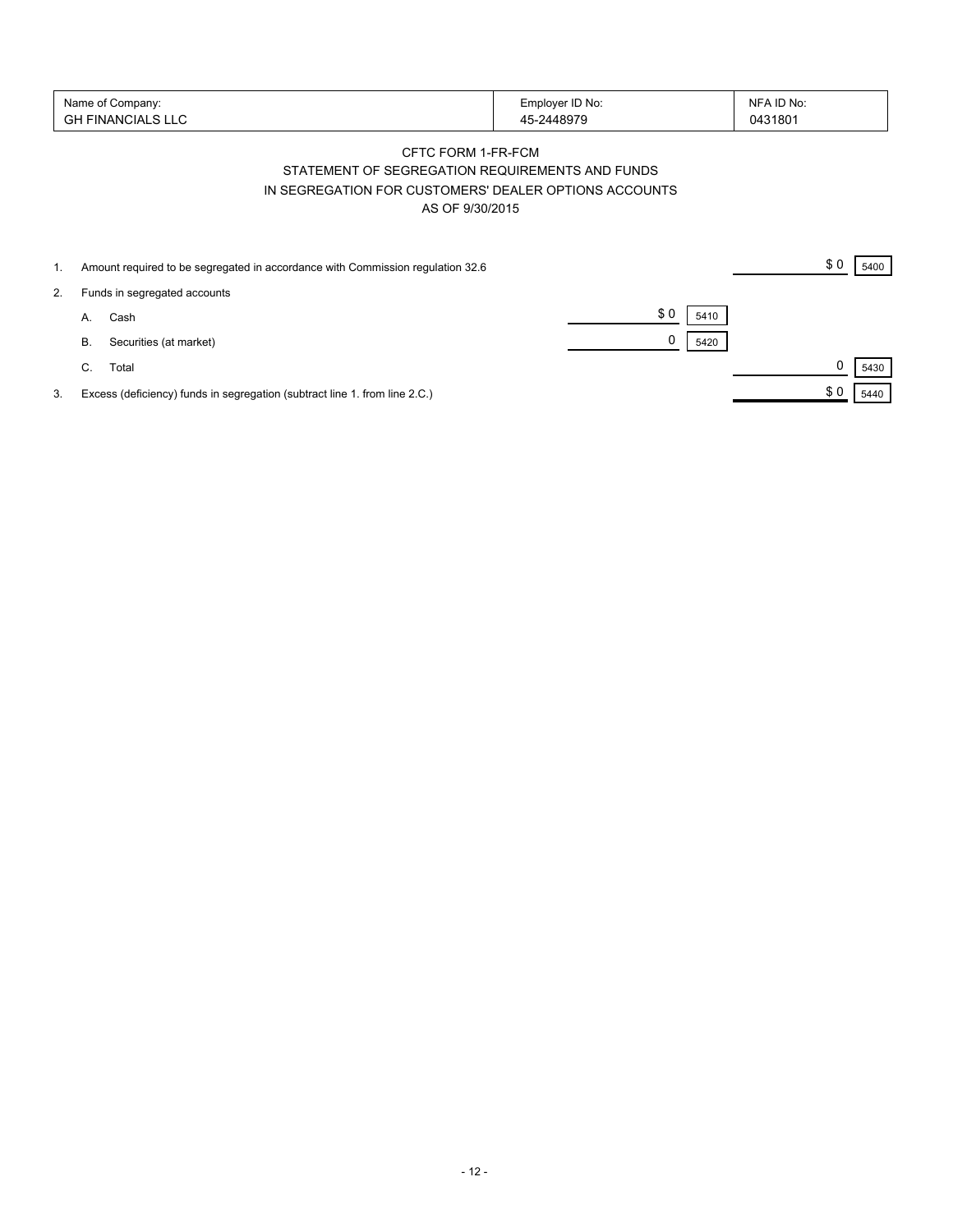| Name of Company: | Employer ID No: | NFA ID No: |
|---|---|---|
| GH FINANCIALS LLC | 45-2448979 | 0431801 |

CFTC FORM 1-FR-FCM

STATEMENT OF SEGREGATION REQUIREMENTS AND FUNDS

IN SEGREGATION FOR CUSTOMERS' DEALER OPTIONS ACCOUNTS

AS OF 9/30/2015

| | | | | | |
|---|---|---|---|---|---|
| 1. | Amount required to be segregated in accordance with Commission regulation 32.6 | | | $ 0 | 5400 |
| 2. | Funds in segregated accounts | | | | |
| | A. Cash | $ 0 | 5410 | | |
| | B. Securities (at market) | 0 | 5420 | | |
| | C. Total | | | 0 | 5430 |
| 3. | Excess (deficiency) funds in segregation (subtract line 1. from line 2.C.) | | | $ 0 | 5440 |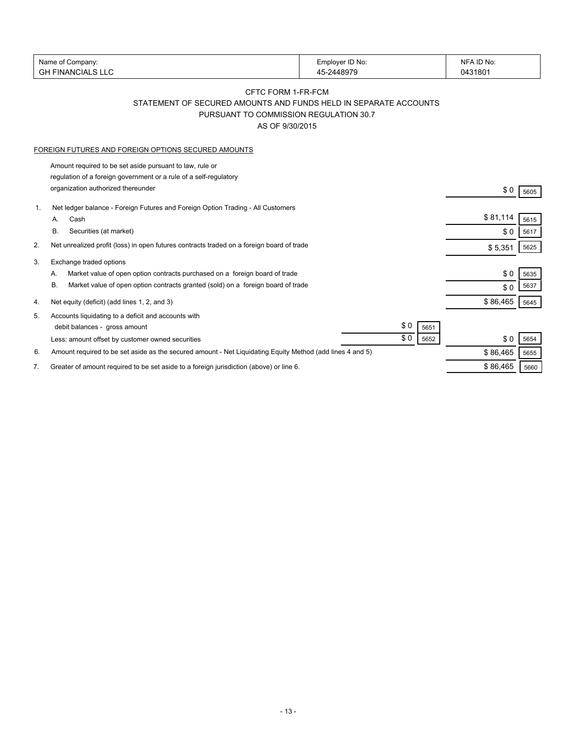| Name of Company: | Employer ID No: | NFA ID No: |
|---|---|---|
| GH FINANCIALS LLC | 45-2448979 | 0431801 |

CFTC FORM 1-FR-FCM

STATEMENT OF SECURED AMOUNTS AND FUNDS HELD IN SEPARATE ACCOUNTS

PURSUANT TO COMMISSION REGULATION 30.7

AS OF 9/30/2015

FOREIGN FUTURES AND FOREIGN OPTIONS SECURED AMOUNTS

| | | | | | |
|---|---|---|---|---|---|
| | Amount required to be set aside pursuant to law, rule or regulation of a foreign government or a rule of a self-regulatory organization authorized thereunder | | | $ 0 | 5605 |
| 1. | Net ledger balance - Foreign Futures and Foreign Option Trading - All Customers | | | | |
| | A. Cash | | | $ 81,114 | 5615 |
| | B. Securities (at market) | | | $ 0 | 5617 |
| 2. | Net unrealized profit (loss) in open futures contracts traded on a foreign board of trade | | | $ 5,351 | 5625 |
| 3. | Exchange traded options | | | | |
| | A. Market value of open option contracts purchased on a foreign board of trade | | | $ 0 | 5635 |
| | B. Market value of open option contracts granted (sold) on a foreign board of trade | | | $ 0 | 5637 |
| 4. | Net equity (deficit) (add lines 1, 2, and 3) | | | $ 86,465 | 5645 |
| 5. | Accounts liquidating to a deficit and accounts with debit balances - gross amount | $ 0 | 5651 | | |
| | Less: amount offset by customer owned securities | $ 0 | 5652 | $ 0 | 5654 |
| 6. | Amount required to be set aside as the secured amount - Net Liquidating Equity Method (add lines 4 and 5) | | | $ 86,465 | 5655 |
| 7. | Greater of amount required to be set aside to a foreign jurisdiction (above) or line 6. | | | $ 86,465 | 5660 |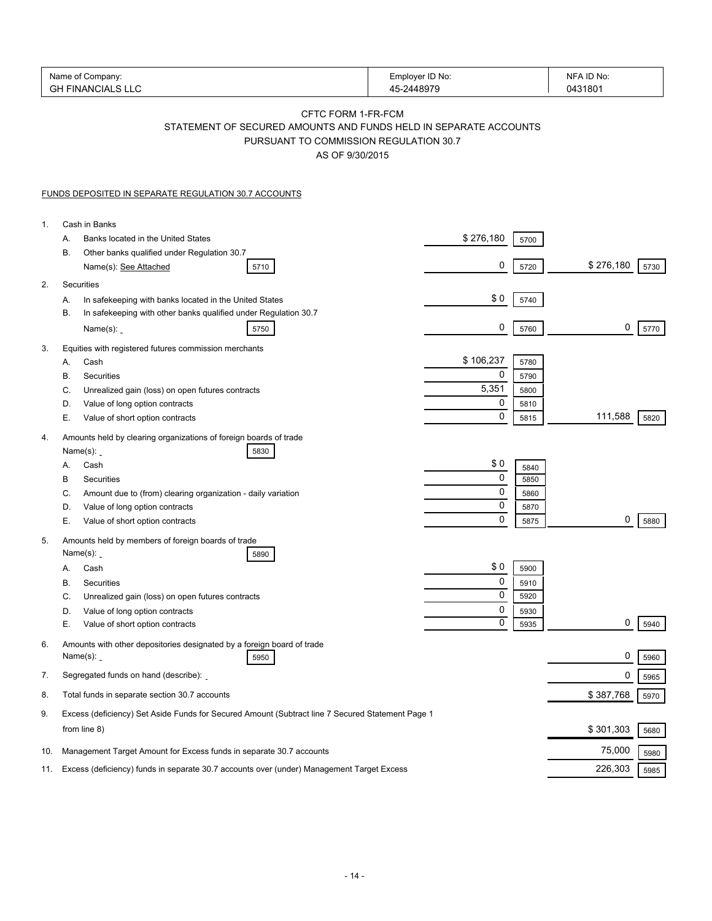| Name of Company: | Employer ID No: | NFA ID No: |
|---|---|---|
| GH FINANCIALS LLC | 45-2448979 | 0431801 |

# CFTC FORM 1-FR-FCM

## STATEMENT OF SECURED AMOUNTS AND FUNDS HELD IN SEPARATE ACCOUNTS PURSUANT TO COMMISSION REGULATION 30.7

### AS OF 9/30/2015

FUNDS DEPOSITED IN SEPARATE REGULATION 30.7 ACCOUNTS

| | | | | | |
|---|---|---|---|---|---|
| 1. | Cash in Banks | | | | |
| | A. Banks located in the United States | $ 276,180 | 5700 | | |
| | B. Other banks qualified under Regulation 30.7 Name(s): See Attached [5710] | 0 | 5720 | $ 276,180 | 5730 |
| 2. | Securities | | | | |
| | A. In safekeeping with banks located in the United States | $ 0 | 5740 | | |
| | B. In safekeeping with other banks qualified under Regulation 30.7 Name(s): [5750] | 0 | 5760 | 0 | 5770 |
| 3. | Equities with registered futures commission merchants | | | | |
| | A. Cash | $ 106,237 | 5780 | | |
| | B. Securities | 0 | 5790 | | |
| | C. Unrealized gain (loss) on open futures contracts | 5,351 | 5800 | | |
| | D. Value of long option contracts | 0 | 5810 | | |
| | E. Value of short option contracts | 0 | 5815 | 111,588 | 5820 |
| 4. | Amounts held by clearing organizations of foreign boards of trade Name(s): [5830] | | | | |
| | A. Cash | $ 0 | 5840 | | |
| | B Securities | 0 | 5850 | | |
| | C. Amount due to (from) clearing organization - daily variation | 0 | 5860 | | |
| | D. Value of long option contracts | 0 | 5870 | | |
| | E. Value of short option contracts | 0 | 5875 | 0 | 5880 |
| 5. | Amounts held by members of foreign boards of trade Name(s): [5890] | | | | |
| | A. Cash | $ 0 | 5900 | | |
| | B. Securities | 0 | 5910 | | |
| | C. Unrealized gain (loss) on open futures contracts | 0 | 5920 | | |
| | D. Value of long option contracts | 0 | 5930 | | |
| | E. Value of short option contracts | 0 | 5935 | 0 | 5940 |
| 6. | Amounts with other depositories designated by a foreign board of trade Name(s): [5950] | | | 0 | 5960 |
| 7. | Segregated funds on hand (describe): | | | 0 | 5965 |
| 8. | Total funds in separate section 30.7 accounts | | | $ 387,768 | 5970 |
| 9. | Excess (deficiency) Set Aside Funds for Secured Amount (Subtract line 7 Secured Statement Page 1 from line 8) | | | $ 301,303 | 5680 |
| 10. | Management Target Amount for Excess funds in separate 30.7 accounts | | | 75,000 | 5980 |
| 11. | Excess (deficiency) funds in separate 30.7 accounts over (under) Management Target Excess | | | 226,303 | 5985 |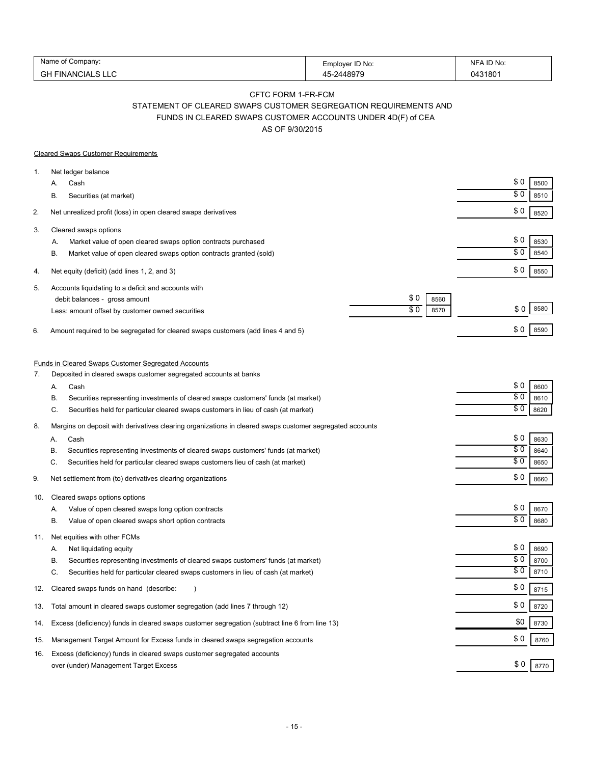| Name of Company: | Employer ID No: | NFA ID No: |
| --- | --- | --- |
| GH FINANCIALS LLC | 45-2448979 | 0431801 |

CFTC FORM 1-FR-FCM

STATEMENT OF CLEARED SWAPS CUSTOMER SEGREGATION REQUIREMENTS AND

FUNDS IN CLEARED SWAPS CUSTOMER ACCOUNTS UNDER 4D(F) of CEA

AS OF 9/30/2015

Cleared Swaps Customer Requirements

| | | | | | |
| --- | --- | --- | --- | --- | --- |
| 1. | Net ledger balance | | | | |
| | A. Cash | | | $ 0 | 8500 |
| | B. Securities (at market) | | | $ 0 | 8510 |
| 2. | Net unrealized profit (loss) in open cleared swaps derivatives | | | $ 0 | 8520 |
| 3. | Cleared swaps options | | | | |
| | A. Market value of open cleared swaps option contracts purchased | | | $ 0 | 8530 |
| | B. Market value of open cleared swaps option contracts granted (sold) | | | $ 0 | 8540 |
| 4. | Net equity (deficit) (add lines 1, 2, and 3) | | | $ 0 | 8550 |
| 5. | Accounts liquidating to a deficit and accounts with debit balances - gross amount | $ 0 | 8560 | | |
| | Less: amount offset by customer owned securities | $ 0 | 8570 | $ 0 | 8580 |
| 6. | Amount required to be segregated for cleared swaps customers (add lines 4 and 5) | | | $ 0 | 8590 |

Funds in Cleared Swaps Customer Segregated Accounts

| | | | |
| --- | --- | --- | --- |
| 7. | Deposited in cleared swaps customer segregated accounts at banks | | |
| | A. Cash | $ 0 | 8600 |
| | B. Securities representing investments of cleared swaps customers' funds (at market) | $ 0 | 8610 |
| | C. Securities held for particular cleared swaps customers in lieu of cash (at market) | $ 0 | 8620 |
| 8. | Margins on deposit with derivatives clearing organizations in cleared swaps customer segregated accounts | | |
| | A. Cash | $ 0 | 8630 |
| | B. Securities representing investments of cleared swaps customers' funds (at market) | $ 0 | 8640 |
| | C. Securities held for particular cleared swaps customers lieu of cash (at market) | $ 0 | 8650 |
| 9. | Net settlement from (to) derivatives clearing organizations | $ 0 | 8660 |
| 10. | Cleared swaps options options | | |
| | A. Value of open cleared swaps long option contracts | $ 0 | 8670 |
| | B. Value of open cleared swaps short option contracts | $ 0 | 8680 |
| 11. | Net equities with other FCMs | | |
| | A. Net liquidating equity | $ 0 | 8690 |
| | B. Securities representing investments of cleared swaps customers' funds (at market) | $ 0 | 8700 |
| | C. Securities held for particular cleared swaps customers in lieu of cash (at market) | $ 0 | 8710 |
| 12. | Cleared swaps funds on hand (describe: ) | $ 0 | 8715 |
| 13. | Total amount in cleared swaps customer segregation (add lines 7 through 12) | $ 0 | 8720 |
| 14. | Excess (deficiency) funds in cleared swaps customer segregation (subtract line 6 from line 13) | $0 | 8730 |
| 15. | Management Target Amount for Excess funds in cleared swaps segregation accounts | $ 0 | 8760 |
| 16. | Excess (deficiency) funds in cleared swaps customer segregated accounts over (under) Management Target Excess | $ 0 | 8770 |